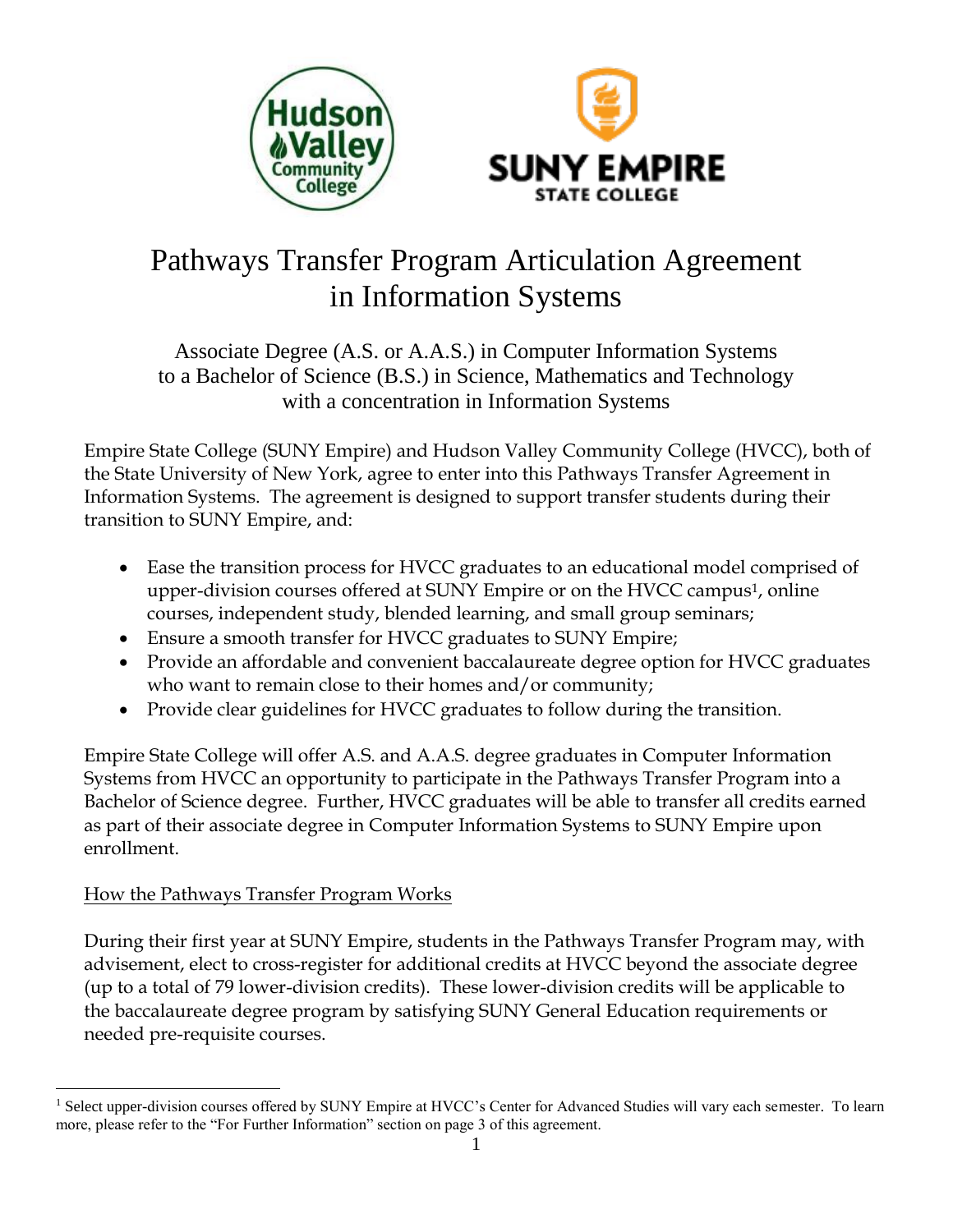# Pathways Transfer Program Articulation Agreement in Information Systems

## Associate Degree (A.S. or A.A.S.) in Computer Information Systems to a Bachelor of Science (B.S.) in Science, Mathematics and Technology with a concentration in Information Systems

Empire State College (SUNY Empire) and Hudson Valley Community College (HVCC), both of the State University of New York, agree to enter into this Pathways Transfer Agreement in Information Systems. The agreement is designed to support transfer students during their transition to SUNY Empire, and:

- Ease the transition process for HVCC graduates to an educational model comprised of upper-division courses offered at SUNY Empire or on the HVCC campus[1], online courses, independent study, blended learning, and small group seminars;
- Ensure a smooth transfer for HVCC graduates to SUNY Empire;
- Provide an affordable and convenient baccalaureate degree option for HVCC graduates who want to remain close to their homes and/or community;
- Provide clear guidelines for HVCC graduates to follow during the transition.

Empire State College will offer A.S. and A.A.S. degree graduates in Computer Information Systems from HVCC an opportunity to participate in the Pathways Transfer Program into a Bachelor of Science degree. Further, HVCC graduates will be able to transfer all credits earned as part of their associate degree in Computer Information Systems to SUNY Empire upon enrollment.

<u>How the Pathways Transfer Program Works</u>

During their first year at SUNY Empire, students in the Pathways Transfer Program may, with advisement, elect to cross-register for additional credits at HVCC beyond the associate degree (up to a total of 79 lower-division credits). These lower-division credits will be applicable to the baccalaureate degree program by satisfying SUNY General Education requirements or needed pre-requisite courses.

---

[1] Select upper-division courses offered by SUNY Empire at HVCC's Center for Advanced Studies will vary each semester. To learn more, please refer to the "For Further Information" section on page 3 of this agreement.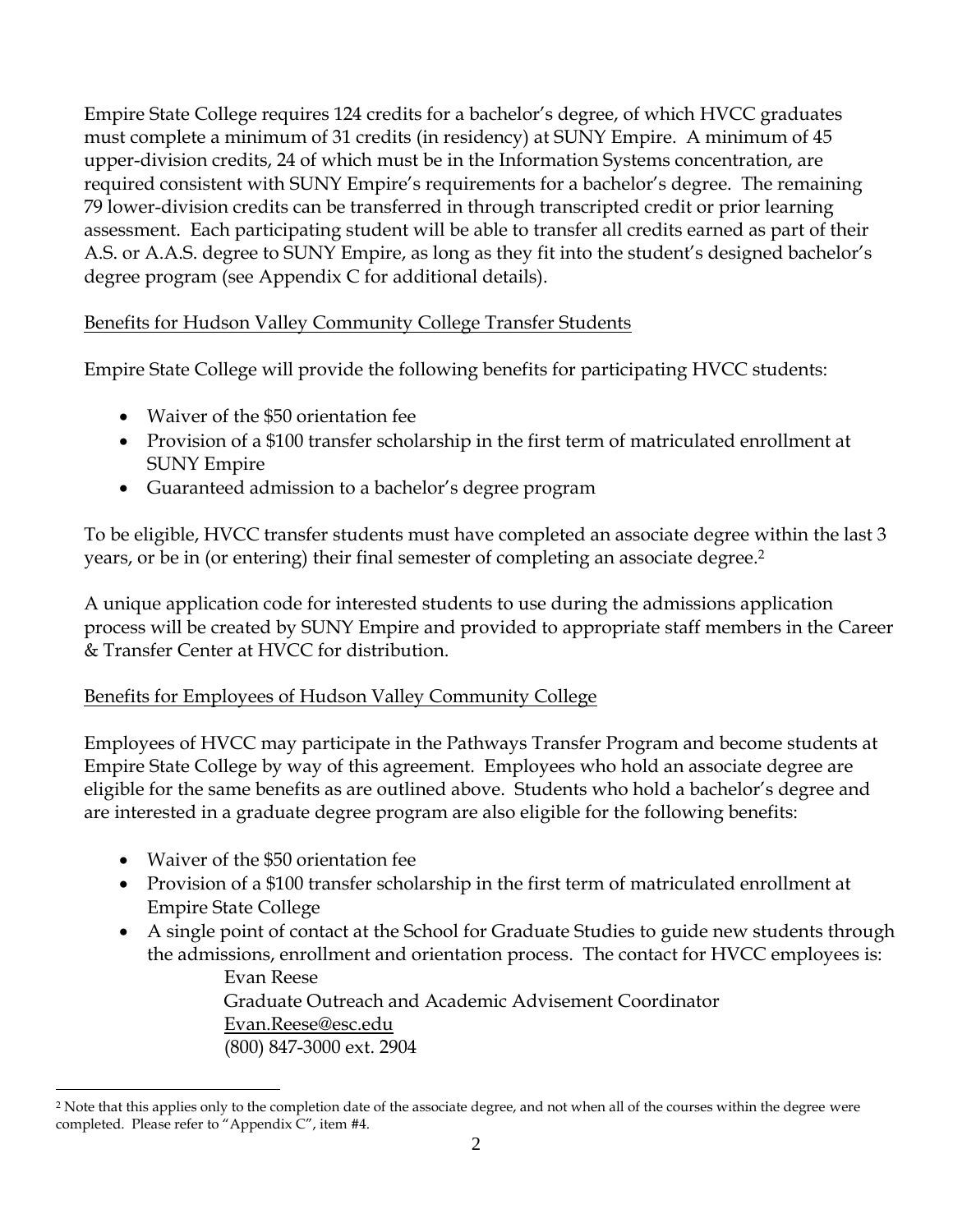Empire State College requires 124 credits for a bachelor's degree, of which HVCC graduates must complete a minimum of 31 credits (in residency) at SUNY Empire. A minimum of 45 upper-division credits, 24 of which must be in the Information Systems concentration, are required consistent with SUNY Empire's requirements for a bachelor's degree. The remaining 79 lower-division credits can be transferred in through transcripted credit or prior learning assessment. Each participating student will be able to transfer all credits earned as part of their A.S. or A.A.S. degree to SUNY Empire, as long as they fit into the student's designed bachelor's degree program (see Appendix C for additional details).

Benefits for Hudson Valley Community College Transfer Students

Empire State College will provide the following benefits for participating HVCC students:

- Waiver of the $50 orientation fee
- Provision of a $100 transfer scholarship in the first term of matriculated enrollment at SUNY Empire
- Guaranteed admission to a bachelor's degree program

To be eligible, HVCC transfer students must have completed an associate degree within the last 3 years, or be in (or entering) their final semester of completing an associate degree.[2]

A unique application code for interested students to use during the admissions application process will be created by SUNY Empire and provided to appropriate staff members in the Career & Transfer Center at HVCC for distribution.

Benefits for Employees of Hudson Valley Community College

Employees of HVCC may participate in the Pathways Transfer Program and become students at Empire State College by way of this agreement. Employees who hold an associate degree are eligible for the same benefits as are outlined above. Students who hold a bachelor's degree and are interested in a graduate degree program are also eligible for the following benefits:

- Waiver of the $50 orientation fee
- Provision of a $100 transfer scholarship in the first term of matriculated enrollment at Empire State College
- A single point of contact at the School for Graduate Studies to guide new students through the admissions, enrollment and orientation process. The contact for HVCC employees is:
  Evan Reese
  Graduate Outreach and Academic Advisement Coordinator
  Evan.Reese@esc.edu
  (800) 847-3000 ext. 2904

[2] Note that this applies only to the completion date of the associate degree, and not when all of the courses within the degree were completed. Please refer to "Appendix C", item #4.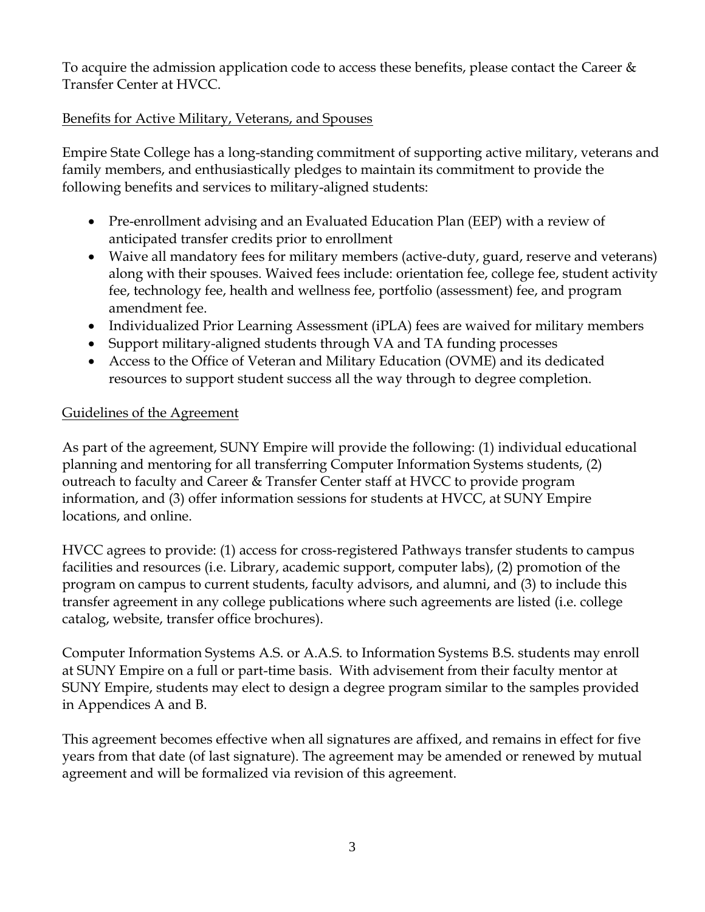To acquire the admission application code to access these benefits, please contact the Career & Transfer Center at HVCC.

## Benefits for Active Military, Veterans, and Spouses

Empire State College has a long-standing commitment of supporting active military, veterans and family members, and enthusiastically pledges to maintain its commitment to provide the following benefits and services to military-aligned students:

- Pre-enrollment advising and an Evaluated Education Plan (EEP) with a review of anticipated transfer credits prior to enrollment
- Waive all mandatory fees for military members (active-duty, guard, reserve and veterans) along with their spouses. Waived fees include: orientation fee, college fee, student activity fee, technology fee, health and wellness fee, portfolio (assessment) fee, and program amendment fee.
- Individualized Prior Learning Assessment (iPLA) fees are waived for military members
- Support military-aligned students through VA and TA funding processes
- Access to the Office of Veteran and Military Education (OVME) and its dedicated resources to support student success all the way through to degree completion.

## Guidelines of the Agreement

As part of the agreement, SUNY Empire will provide the following: (1) individual educational planning and mentoring for all transferring Computer Information Systems students, (2) outreach to faculty and Career & Transfer Center staff at HVCC to provide program information, and (3) offer information sessions for students at HVCC, at SUNY Empire locations, and online.

HVCC agrees to provide: (1) access for cross-registered Pathways transfer students to campus facilities and resources (i.e. Library, academic support, computer labs), (2) promotion of the program on campus to current students, faculty advisors, and alumni, and (3) to include this transfer agreement in any college publications where such agreements are listed (i.e. college catalog, website, transfer office brochures).

Computer Information Systems A.S. or A.A.S. to Information Systems B.S. students may enroll at SUNY Empire on a full or part-time basis. With advisement from their faculty mentor at SUNY Empire, students may elect to design a degree program similar to the samples provided in Appendices A and B.

This agreement becomes effective when all signatures are affixed, and remains in effect for five years from that date (of last signature). The agreement may be amended or renewed by mutual agreement and will be formalized via revision of this agreement.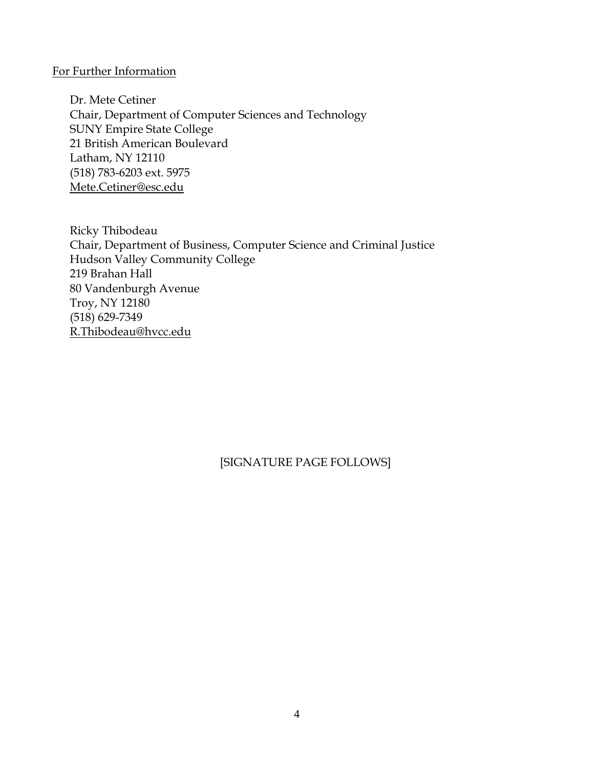For Further Information

Dr. Mete Cetiner
Chair, Department of Computer Sciences and Technology
SUNY Empire State College
21 British American Boulevard
Latham, NY 12110
(518) 783-6203 ext. 5975
Mete.Cetiner@esc.edu

Ricky Thibodeau
Chair, Department of Business, Computer Science and Criminal Justice
Hudson Valley Community College
219 Brahan Hall
80 Vandenburgh Avenue
Troy, NY 12180
(518) 629-7349
R.Thibodeau@hvcc.edu

[SIGNATURE PAGE FOLLOWS]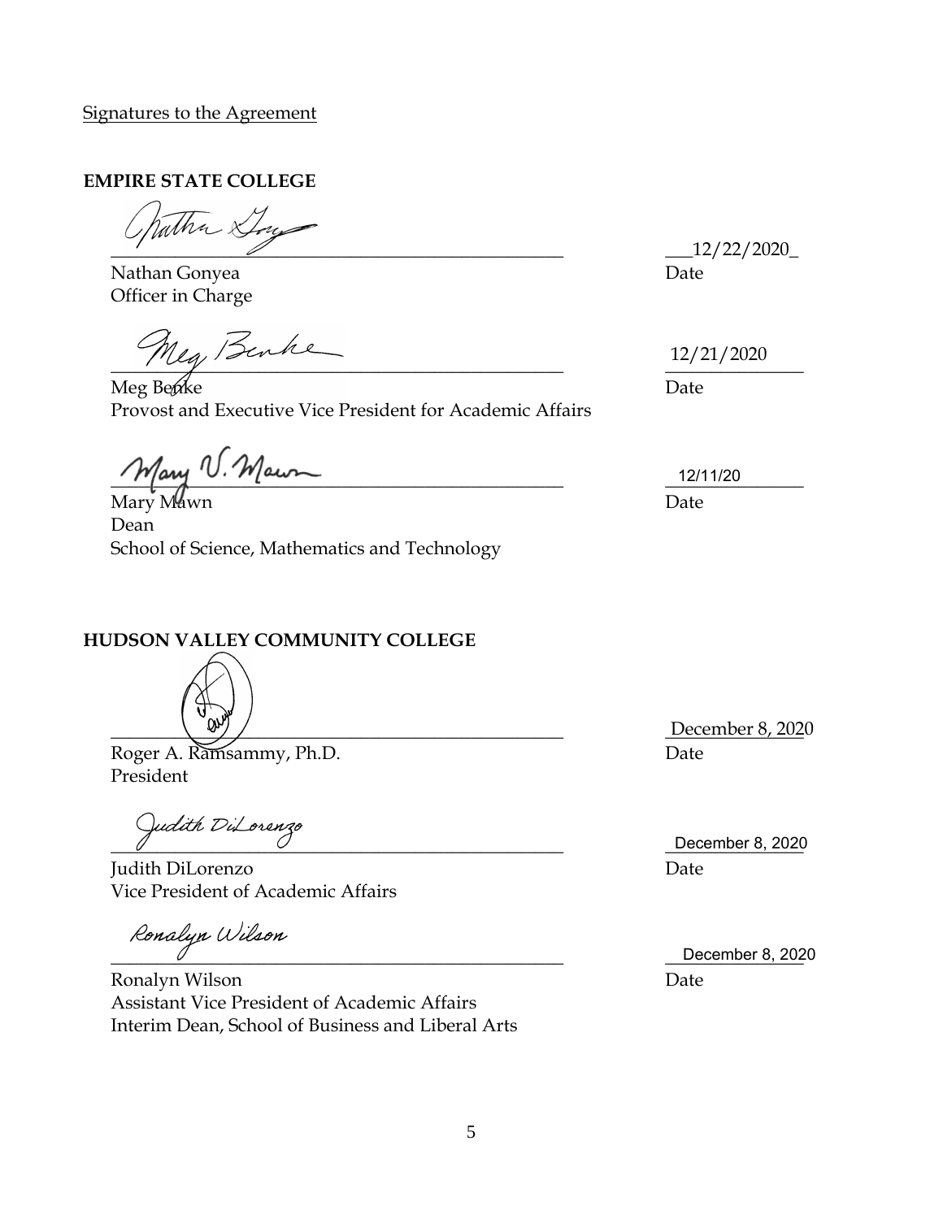Signatures to the Agreement

**EMPIRE STATE COLLEGE**

_________________________________________________ ___12/22/2020_

Nathan Gonyea
Officer in Charge
Date

_________________________________________________ 12/21/2020

Meg Benke
Provost and Executive Vice President for Academic Affairs
Date

_________________________________________________ 12/11/20

Mary Mawn
Dean
School of Science, Mathematics and Technology
Date

**HUDSON VALLEY COMMUNITY COLLEGE**

_________________________________________________ December 8, 2020

Roger A. Ramsammy, Ph.D.
President
Date

_________________________________________________ December 8, 2020

Judith DiLorenzo
Vice President of Academic Affairs
Date

_________________________________________________ December 8, 2020

Ronalyn Wilson
Assistant Vice President of Academic Affairs
Interim Dean, School of Business and Liberal Arts
Date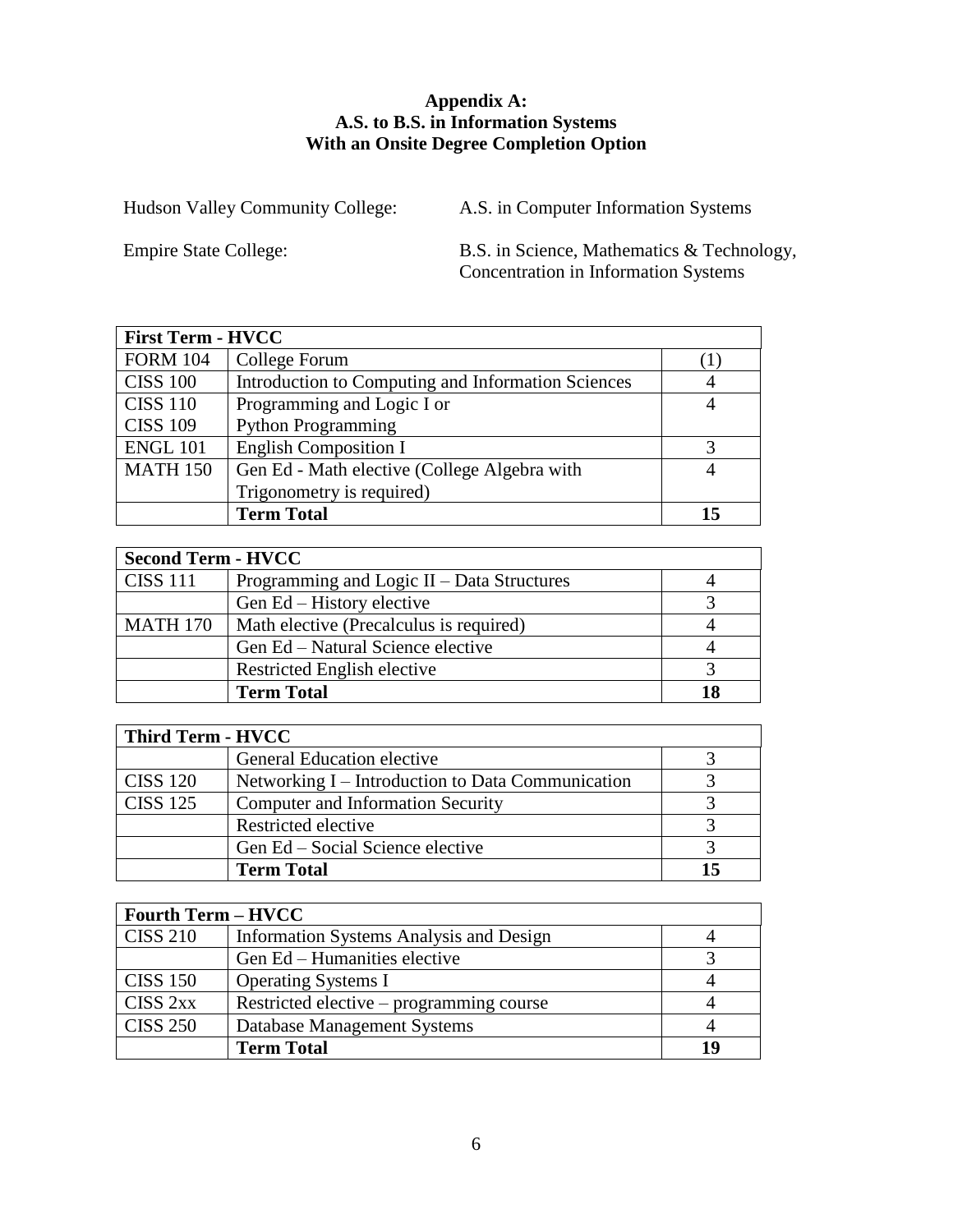**Appendix A:**
**A.S. to B.S. in Information Systems**
**With an Onsite Degree Completion Option**

Hudson Valley Community College: A.S. in Computer Information Systems

Empire State College: B.S. in Science, Mathematics & Technology, Concentration in Information Systems

| **First Term - HVCC** | | |
|---|---|---|
| FORM 104 | College Forum | (1) |
| CISS 100 | Introduction to Computing and Information Sciences | 4 |
| CISS 110<br>CISS 109 | Programming and Logic I or<br>Python Programming | 4 |
| ENGL 101 | English Composition I | 3 |
| MATH 150 | Gen Ed - Math elective (College Algebra with Trigonometry is required) | 4 |
| | **Term Total** | **15** |

| **Second Term - HVCC** | | |
|---|---|---|
| CISS 111 | Programming and Logic II – Data Structures | 4 |
| | Gen Ed – History elective | 3 |
| MATH 170 | Math elective (Precalculus is required) | 4 |
| | Gen Ed – Natural Science elective | 4 |
| | Restricted English elective | 3 |
| | **Term Total** | **18** |

| **Third Term - HVCC** | | |
|---|---|---|
| | General Education elective | 3 |
| CISS 120 | Networking I – Introduction to Data Communication | 3 |
| CISS 125 | Computer and Information Security | 3 |
| | Restricted elective | 3 |
| | Gen Ed – Social Science elective | 3 |
| | **Term Total** | **15** |

| **Fourth Term – HVCC** | | |
|---|---|---|
| CISS 210 | Information Systems Analysis and Design | 4 |
| | Gen Ed – Humanities elective | 3 |
| CISS 150 | Operating Systems I | 4 |
| CISS 2xx | Restricted elective – programming course | 4 |
| CISS 250 | Database Management Systems | 4 |
| | **Term Total** | **19** |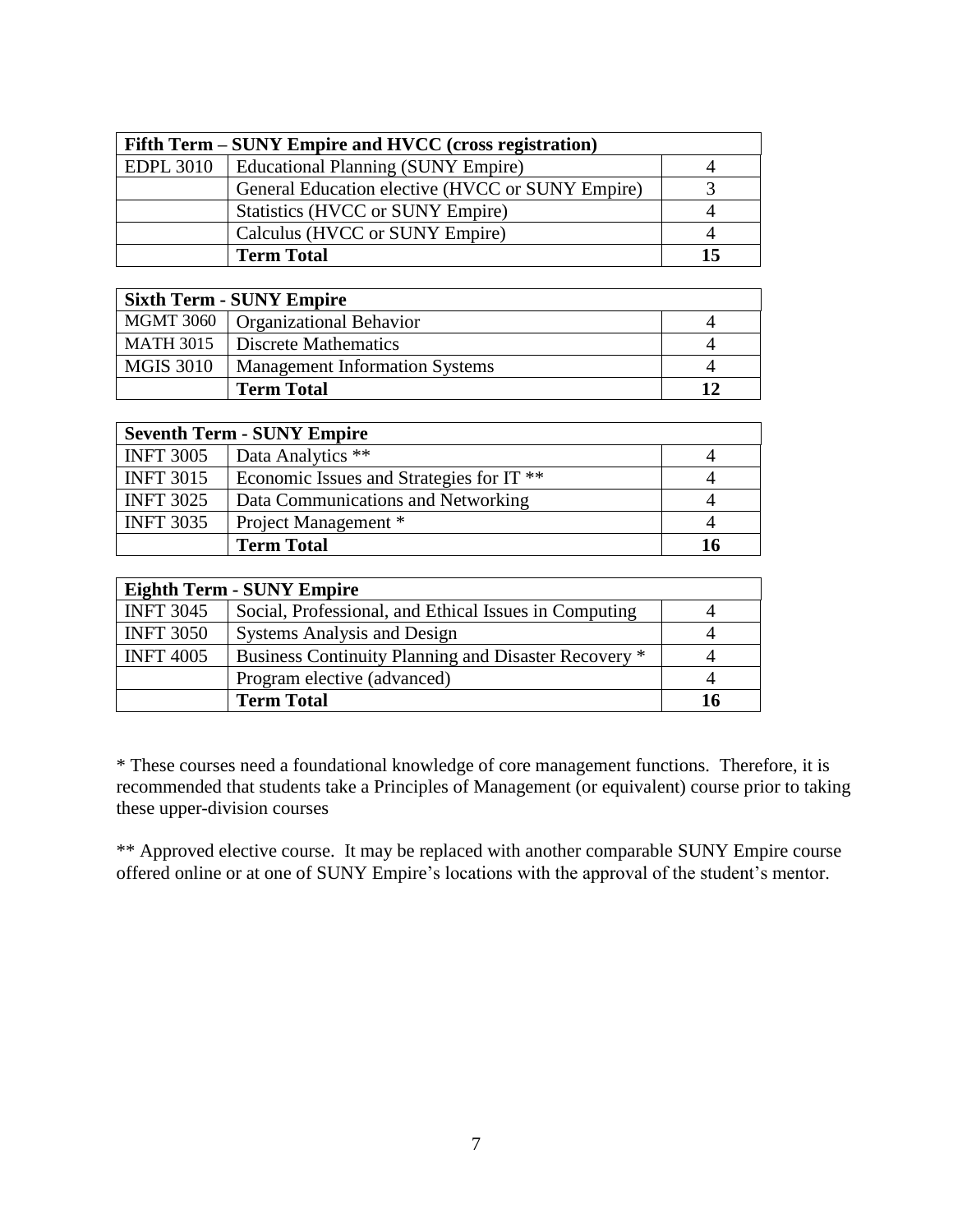| Fifth Term – SUNY Empire and HVCC (cross registration) | | |
|---|---|---|
| EDPL 3010 | Educational Planning (SUNY Empire) | 4 |
| | General Education elective (HVCC or SUNY Empire) | 3 |
| | Statistics (HVCC or SUNY Empire) | 4 |
| | Calculus (HVCC or SUNY Empire) | 4 |
| | **Term Total** | **15** |

| Sixth Term - SUNY Empire | | |
|---|---|---|
| MGMT 3060 | Organizational Behavior | 4 |
| MATH 3015 | Discrete Mathematics | 4 |
| MGIS 3010 | Management Information Systems | 4 |
| | **Term Total** | **12** |

| Seventh Term - SUNY Empire | | |
|---|---|---|
| INFT 3005 | Data Analytics ** | 4 |
| INFT 3015 | Economic Issues and Strategies for IT ** | 4 |
| INFT 3025 | Data Communications and Networking | 4 |
| INFT 3035 | Project Management * | 4 |
| | **Term Total** | **16** |

| Eighth Term - SUNY Empire | | |
|---|---|---|
| INFT 3045 | Social, Professional, and Ethical Issues in Computing | 4 |
| INFT 3050 | Systems Analysis and Design | 4 |
| INFT 4005 | Business Continuity Planning and Disaster Recovery * | 4 |
| | Program elective (advanced) | 4 |
| | **Term Total** | **16** |

* These courses need a foundational knowledge of core management functions. Therefore, it is recommended that students take a Principles of Management (or equivalent) course prior to taking these upper-division courses

** Approved elective course. It may be replaced with another comparable SUNY Empire course offered online or at one of SUNY Empire's locations with the approval of the student's mentor.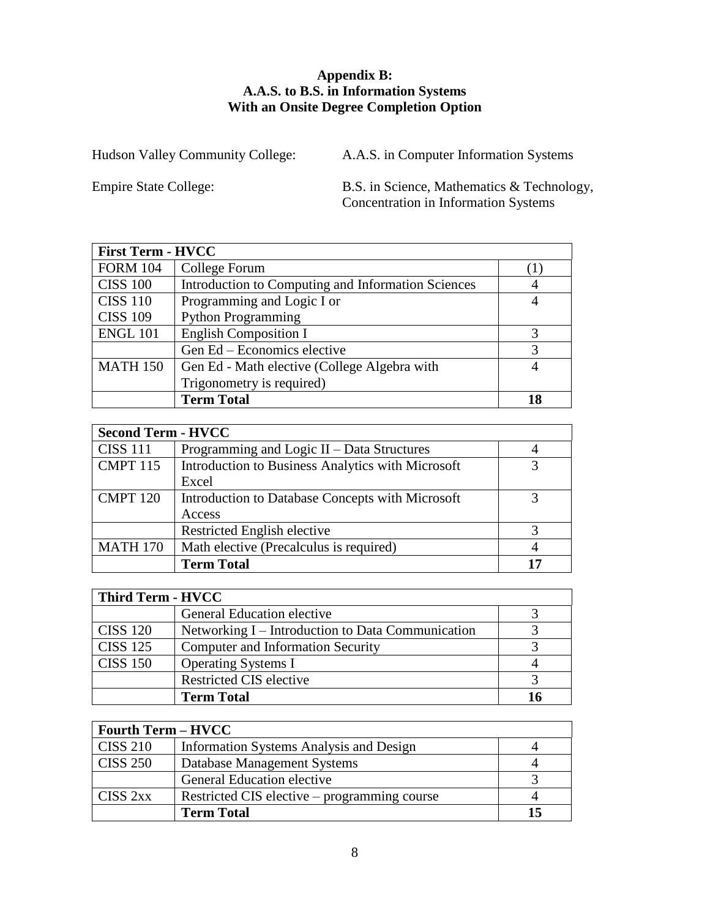**Appendix B:**
**A.A.S. to B.S. in Information Systems**
**With an Onsite Degree Completion Option**

Hudson Valley Community College: A.A.S. in Computer Information Systems

Empire State College: B.S. in Science, Mathematics & Technology, Concentration in Information Systems

| **First Term - HVCC** | | |
|---|---|---|
| FORM 104 | College Forum | (1) |
| CISS 100 | Introduction to Computing and Information Sciences | 4 |
| CISS 110<br>CISS 109 | Programming and Logic I or<br>Python Programming | 4 |
| ENGL 101 | English Composition I | 3 |
| | Gen Ed – Economics elective | 3 |
| MATH 150 | Gen Ed - Math elective (College Algebra with Trigonometry is required) | 4 |
| | **Term Total** | **18** |

| **Second Term - HVCC** | | |
|---|---|---|
| CISS 111 | Programming and Logic II – Data Structures | 4 |
| CMPT 115 | Introduction to Business Analytics with Microsoft Excel | 3 |
| CMPT 120 | Introduction to Database Concepts with Microsoft Access | 3 |
| | Restricted English elective | 3 |
| MATH 170 | Math elective (Precalculus is required) | 4 |
| | **Term Total** | **17** |

| **Third Term - HVCC** | | |
|---|---|---|
| | General Education elective | 3 |
| CISS 120 | Networking I – Introduction to Data Communication | 3 |
| CISS 125 | Computer and Information Security | 3 |
| CISS 150 | Operating Systems I | 4 |
| | Restricted CIS elective | 3 |
| | **Term Total** | **16** |

| **Fourth Term – HVCC** | | |
|---|---|---|
| CISS 210 | Information Systems Analysis and Design | 4 |
| CISS 250 | Database Management Systems | 4 |
| | General Education elective | 3 |
| CISS 2xx | Restricted CIS elective – programming course | 4 |
| | **Term Total** | **15** |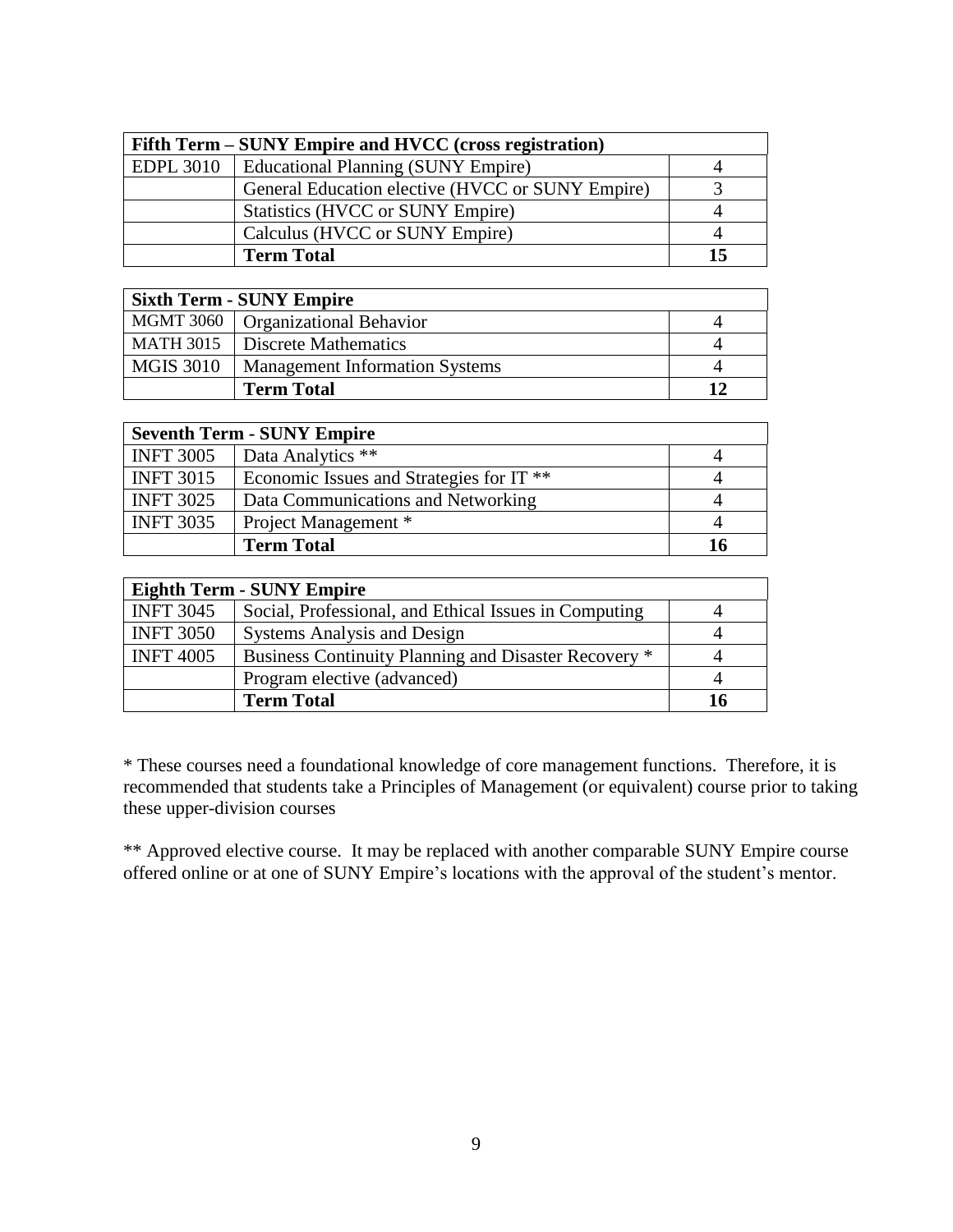| Fifth Term – SUNY Empire and HVCC (cross registration) | | |
|---|---|---|
| EDPL 3010 | Educational Planning (SUNY Empire) | 4 |
| | General Education elective (HVCC or SUNY Empire) | 3 |
| | Statistics (HVCC or SUNY Empire) | 4 |
| | Calculus (HVCC or SUNY Empire) | 4 |
| | **Term Total** | **15** |

| Sixth Term - SUNY Empire | | |
|---|---|---|
| MGMT 3060 | Organizational Behavior | 4 |
| MATH 3015 | Discrete Mathematics | 4 |
| MGIS 3010 | Management Information Systems | 4 |
| | **Term Total** | **12** |

| Seventh Term - SUNY Empire | | |
|---|---|---|
| INFT 3005 | Data Analytics ** | 4 |
| INFT 3015 | Economic Issues and Strategies for IT ** | 4 |
| INFT 3025 | Data Communications and Networking | 4 |
| INFT 3035 | Project Management * | 4 |
| | **Term Total** | **16** |

| Eighth Term - SUNY Empire | | |
|---|---|---|
| INFT 3045 | Social, Professional, and Ethical Issues in Computing | 4 |
| INFT 3050 | Systems Analysis and Design | 4 |
| INFT 4005 | Business Continuity Planning and Disaster Recovery * | 4 |
| | Program elective (advanced) | 4 |
| | **Term Total** | **16** |

* These courses need a foundational knowledge of core management functions. Therefore, it is recommended that students take a Principles of Management (or equivalent) course prior to taking these upper-division courses

** Approved elective course. It may be replaced with another comparable SUNY Empire course offered online or at one of SUNY Empire's locations with the approval of the student's mentor.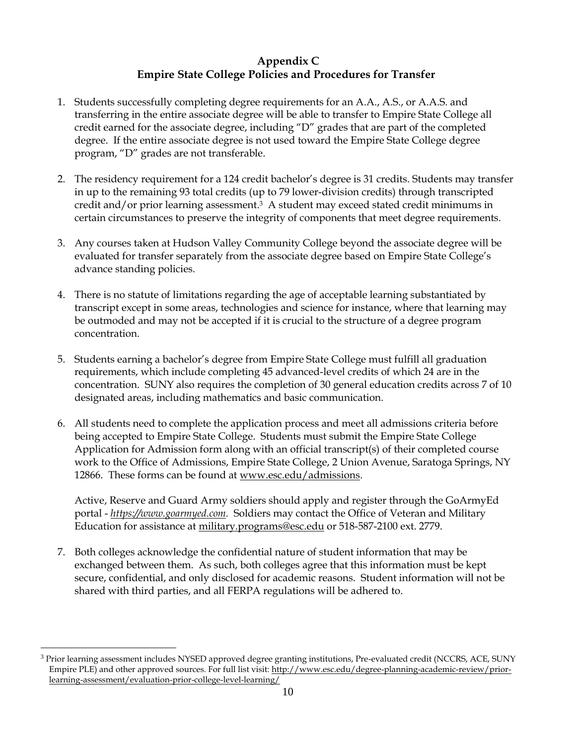## Appendix C
## Empire State College Policies and Procedures for Transfer

1. Students successfully completing degree requirements for an A.A., A.S., or A.A.S. and transferring in the entire associate degree will be able to transfer to Empire State College all credit earned for the associate degree, including "D" grades that are part of the completed degree. If the entire associate degree is not used toward the Empire State College degree program, "D" grades are not transferable.

2. The residency requirement for a 124 credit bachelor's degree is 31 credits. Students may transfer in up to the remaining 93 total credits (up to 79 lower-division credits) through transcripted credit and/or prior learning assessment.[3] A student may exceed stated credit minimums in certain circumstances to preserve the integrity of components that meet degree requirements.

3. Any courses taken at Hudson Valley Community College beyond the associate degree will be evaluated for transfer separately from the associate degree based on Empire State College's advance standing policies.

4. There is no statute of limitations regarding the age of acceptable learning substantiated by transcript except in some areas, technologies and science for instance, where that learning may be outmoded and may not be accepted if it is crucial to the structure of a degree program concentration.

5. Students earning a bachelor's degree from Empire State College must fulfill all graduation requirements, which include completing 45 advanced-level credits of which 24 are in the concentration. SUNY also requires the completion of 30 general education credits across 7 of 10 designated areas, including mathematics and basic communication.

6. All students need to complete the application process and meet all admissions criteria before being accepted to Empire State College. Students must submit the Empire State College Application for Admission form along with an official transcript(s) of their completed course work to the Office of Admissions, Empire State College, 2 Union Avenue, Saratoga Springs, NY 12866. These forms can be found at www.esc.edu/admissions.

   Active, Reserve and Guard Army soldiers should apply and register through the GoArmyEd portal - *https://www.goarmyed.com*. Soldiers may contact the Office of Veteran and Military Education for assistance at military.programs@esc.edu or 518-587-2100 ext. 2779.

7. Both colleges acknowledge the confidential nature of student information that may be exchanged between them. As such, both colleges agree that this information must be kept secure, confidential, and only disclosed for academic reasons. Student information will not be shared with third parties, and all FERPA regulations will be adhered to.

---

[3] Prior learning assessment includes NYSED approved degree granting institutions, Pre-evaluated credit (NCCRS, ACE, SUNY Empire PLE) and other approved sources. For full list visit: http://www.esc.edu/degree-planning-academic-review/prior-learning-assessment/evaluation-prior-college-level-learning/